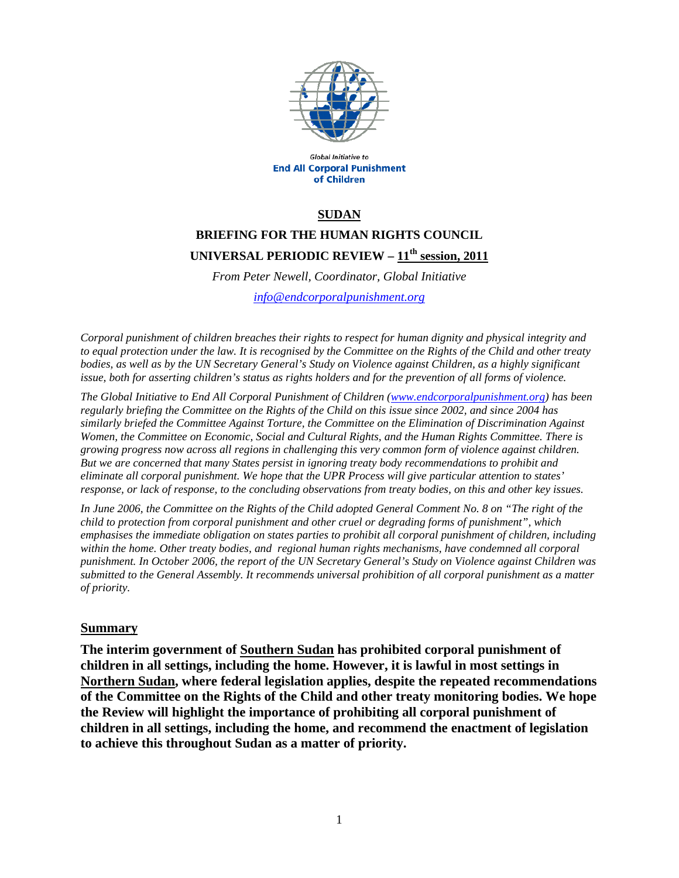Global Initiative to
**End All Corporal Punishment of Children**

# SUDAN

## BRIEFING FOR THE HUMAN RIGHTS COUNCIL

## UNIVERSAL PERIODIC REVIEW – 11th session, 2011

*From Peter Newell, Coordinator, Global Initiative*

*info@endcorporalpunishment.org*

*Corporal punishment of children breaches their rights to respect for human dignity and physical integrity and to equal protection under the law. It is recognised by the Committee on the Rights of the Child and other treaty bodies, as well as by the UN Secretary General's Study on Violence against Children, as a highly significant issue, both for asserting children's status as rights holders and for the prevention of all forms of violence.*

*The Global Initiative to End All Corporal Punishment of Children (www.endcorporalpunishment.org) has been regularly briefing the Committee on the Rights of the Child on this issue since 2002, and since 2004 has similarly briefed the Committee Against Torture, the Committee on the Elimination of Discrimination Against Women, the Committee on Economic, Social and Cultural Rights, and the Human Rights Committee. There is growing progress now across all regions in challenging this very common form of violence against children. But we are concerned that many States persist in ignoring treaty body recommendations to prohibit and eliminate all corporal punishment. We hope that the UPR Process will give particular attention to states' response, or lack of response, to the concluding observations from treaty bodies, on this and other key issues.*

*In June 2006, the Committee on the Rights of the Child adopted General Comment No. 8 on "The right of the child to protection from corporal punishment and other cruel or degrading forms of punishment", which emphasises the immediate obligation on states parties to prohibit all corporal punishment of children, including within the home. Other treaty bodies, and regional human rights mechanisms, have condemned all corporal punishment. In October 2006, the report of the UN Secretary General's Study on Violence against Children was submitted to the General Assembly. It recommends universal prohibition of all corporal punishment as a matter of priority.*

## Summary

**The interim government of Southern Sudan has prohibited corporal punishment of children in all settings, including the home. However, it is lawful in most settings in Northern Sudan, where federal legislation applies, despite the repeated recommendations of the Committee on the Rights of the Child and other treaty monitoring bodies. We hope the Review will highlight the importance of prohibiting all corporal punishment of children in all settings, including the home, and recommend the enactment of legislation to achieve this throughout Sudan as a matter of priority.**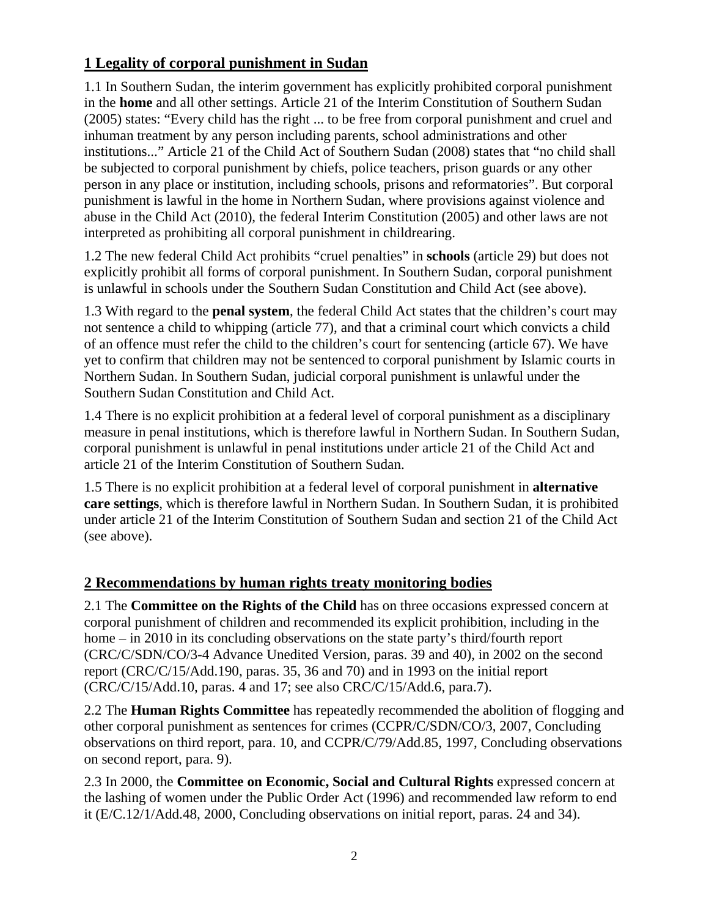## 1 Legality of corporal punishment in Sudan

1.1 In Southern Sudan, the interim government has explicitly prohibited corporal punishment in the **home** and all other settings. Article 21 of the Interim Constitution of Southern Sudan (2005) states: "Every child has the right ... to be free from corporal punishment and cruel and inhuman treatment by any person including parents, school administrations and other institutions..." Article 21 of the Child Act of Southern Sudan (2008) states that "no child shall be subjected to corporal punishment by chiefs, police teachers, prison guards or any other person in any place or institution, including schools, prisons and reformatories". But corporal punishment is lawful in the home in Northern Sudan, where provisions against violence and abuse in the Child Act (2010), the federal Interim Constitution (2005) and other laws are not interpreted as prohibiting all corporal punishment in childrearing.

1.2 The new federal Child Act prohibits "cruel penalties" in **schools** (article 29) but does not explicitly prohibit all forms of corporal punishment. In Southern Sudan, corporal punishment is unlawful in schools under the Southern Sudan Constitution and Child Act (see above).

1.3 With regard to the **penal system**, the federal Child Act states that the children's court may not sentence a child to whipping (article 77), and that a criminal court which convicts a child of an offence must refer the child to the children's court for sentencing (article 67). We have yet to confirm that children may not be sentenced to corporal punishment by Islamic courts in Northern Sudan. In Southern Sudan, judicial corporal punishment is unlawful under the Southern Sudan Constitution and Child Act.

1.4 There is no explicit prohibition at a federal level of corporal punishment as a disciplinary measure in penal institutions, which is therefore lawful in Northern Sudan. In Southern Sudan, corporal punishment is unlawful in penal institutions under article 21 of the Child Act and article 21 of the Interim Constitution of Southern Sudan.

1.5 There is no explicit prohibition at a federal level of corporal punishment in **alternative care settings**, which is therefore lawful in Northern Sudan. In Southern Sudan, it is prohibited under article 21 of the Interim Constitution of Southern Sudan and section 21 of the Child Act (see above).

## 2 Recommendations by human rights treaty monitoring bodies

2.1 The **Committee on the Rights of the Child** has on three occasions expressed concern at corporal punishment of children and recommended its explicit prohibition, including in the home – in 2010 in its concluding observations on the state party's third/fourth report (CRC/C/SDN/CO/3-4 Advance Unedited Version, paras. 39 and 40), in 2002 on the second report (CRC/C/15/Add.190, paras. 35, 36 and 70) and in 1993 on the initial report (CRC/C/15/Add.10, paras. 4 and 17; see also CRC/C/15/Add.6, para.7).

2.2 The **Human Rights Committee** has repeatedly recommended the abolition of flogging and other corporal punishment as sentences for crimes (CCPR/C/SDN/CO/3, 2007, Concluding observations on third report, para. 10, and CCPR/C/79/Add.85, 1997, Concluding observations on second report, para. 9).

2.3 In 2000, the **Committee on Economic, Social and Cultural Rights** expressed concern at the lashing of women under the Public Order Act (1996) and recommended law reform to end it (E/C.12/1/Add.48, 2000, Concluding observations on initial report, paras. 24 and 34).